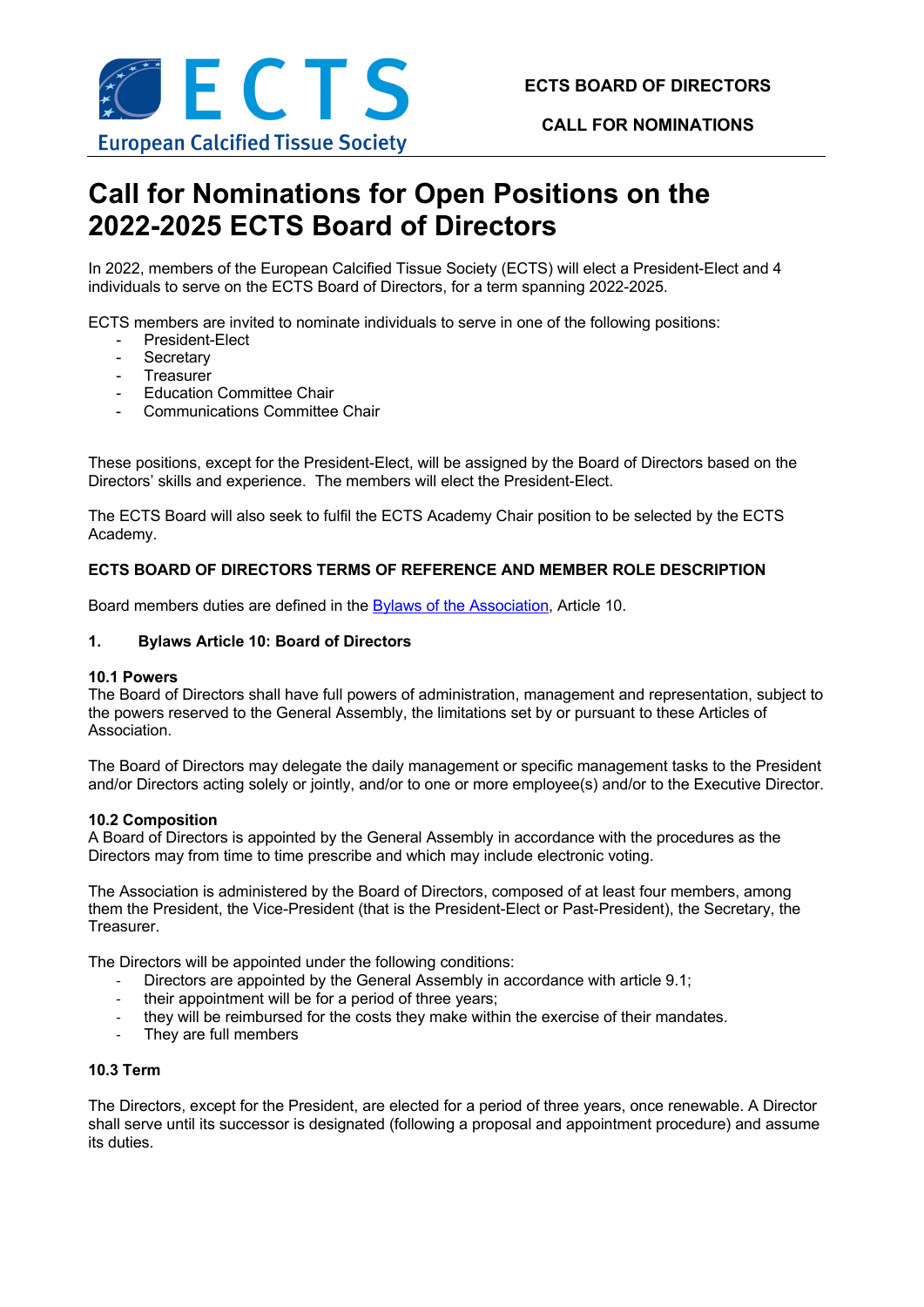ECTS BOARD OF DIRECTORS

CALL FOR NOMINATIONS

# Call for Nominations for Open Positions on the 2022-2025 ECTS Board of Directors

In 2022, members of the European Calcified Tissue Society (ECTS) will elect a President-Elect and 4 individuals to serve on the ECTS Board of Directors, for a term spanning 2022-2025.

ECTS members are invited to nominate individuals to serve in one of the following positions:

- President-Elect
- Secretary
- Treasurer
- Education Committee Chair
- Communications Committee Chair

These positions, except for the President-Elect, will be assigned by the Board of Directors based on the Directors' skills and experience. The members will elect the President-Elect.

The ECTS Board will also seek to fulfil the ECTS Academy Chair position to be selected by the ECTS Academy.

**ECTS BOARD OF DIRECTORS TERMS OF REFERENCE AND MEMBER ROLE DESCRIPTION**

Board members duties are defined in the [Bylaws of the Association](), Article 10.

### 1. Bylaws Article 10: Board of Directors

**10.1 Powers**

The Board of Directors shall have full powers of administration, management and representation, subject to the powers reserved to the General Assembly, the limitations set by or pursuant to these Articles of Association.

The Board of Directors may delegate the daily management or specific management tasks to the President and/or Directors acting solely or jointly, and/or to one or more employee(s) and/or to the Executive Director.

**10.2 Composition**

A Board of Directors is appointed by the General Assembly in accordance with the procedures as the Directors may from time to time prescribe and which may include electronic voting.

The Association is administered by the Board of Directors, composed of at least four members, among them the President, the Vice-President (that is the President-Elect or Past-President), the Secretary, the Treasurer.

The Directors will be appointed under the following conditions:

- Directors are appointed by the General Assembly in accordance with article 9.1;
- their appointment will be for a period of three years;
- they will be reimbursed for the costs they make within the exercise of their mandates.
- They are full members

**10.3 Term**

The Directors, except for the President, are elected for a period of three years, once renewable. A Director shall serve until its successor is designated (following a proposal and appointment procedure) and assume its duties.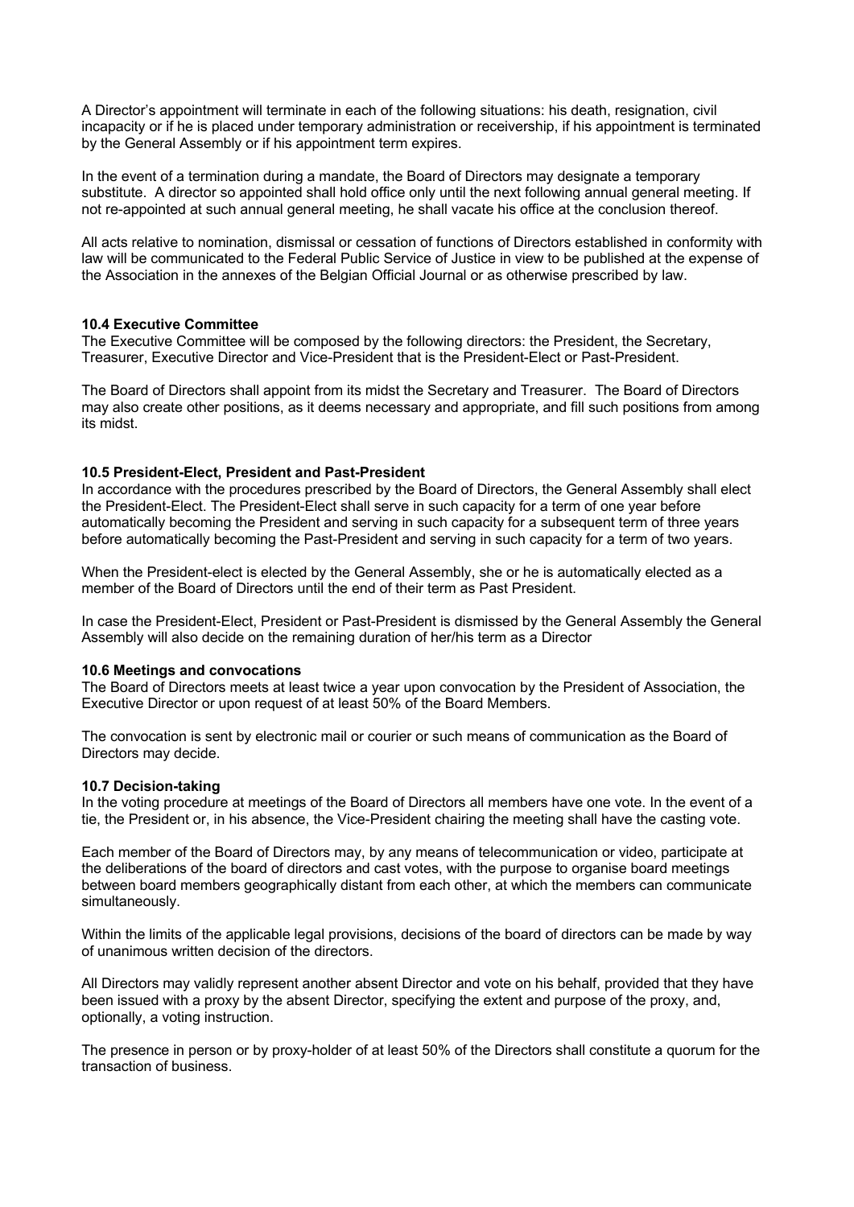A Director's appointment will terminate in each of the following situations: his death, resignation, civil incapacity or if he is placed under temporary administration or receivership, if his appointment is terminated by the General Assembly or if his appointment term expires.

In the event of a termination during a mandate, the Board of Directors may designate a temporary substitute. A director so appointed shall hold office only until the next following annual general meeting. If not re-appointed at such annual general meeting, he shall vacate his office at the conclusion thereof.

All acts relative to nomination, dismissal or cessation of functions of Directors established in conformity with law will be communicated to the Federal Public Service of Justice in view to be published at the expense of the Association in the annexes of the Belgian Official Journal or as otherwise prescribed by law.

**10.4 Executive Committee**

The Executive Committee will be composed by the following directors: the President, the Secretary, Treasurer, Executive Director and Vice-President that is the President-Elect or Past-President.

The Board of Directors shall appoint from its midst the Secretary and Treasurer. The Board of Directors may also create other positions, as it deems necessary and appropriate, and fill such positions from among its midst.

**10.5 President-Elect, President and Past-President**

In accordance with the procedures prescribed by the Board of Directors, the General Assembly shall elect the President-Elect. The President-Elect shall serve in such capacity for a term of one year before automatically becoming the President and serving in such capacity for a subsequent term of three years before automatically becoming the Past-President and serving in such capacity for a term of two years.

When the President-elect is elected by the General Assembly, she or he is automatically elected as a member of the Board of Directors until the end of their term as Past President.

In case the President-Elect, President or Past-President is dismissed by the General Assembly the General Assembly will also decide on the remaining duration of her/his term as a Director

**10.6 Meetings and convocations**

The Board of Directors meets at least twice a year upon convocation by the President of Association, the Executive Director or upon request of at least 50% of the Board Members.

The convocation is sent by electronic mail or courier or such means of communication as the Board of Directors may decide.

**10.7 Decision-taking**

In the voting procedure at meetings of the Board of Directors all members have one vote. In the event of a tie, the President or, in his absence, the Vice-President chairing the meeting shall have the casting vote.

Each member of the Board of Directors may, by any means of telecommunication or video, participate at the deliberations of the board of directors and cast votes, with the purpose to organise board meetings between board members geographically distant from each other, at which the members can communicate simultaneously.

Within the limits of the applicable legal provisions, decisions of the board of directors can be made by way of unanimous written decision of the directors.

All Directors may validly represent another absent Director and vote on his behalf, provided that they have been issued with a proxy by the absent Director, specifying the extent and purpose of the proxy, and, optionally, a voting instruction.

The presence in person or by proxy-holder of at least 50% of the Directors shall constitute a quorum for the transaction of business.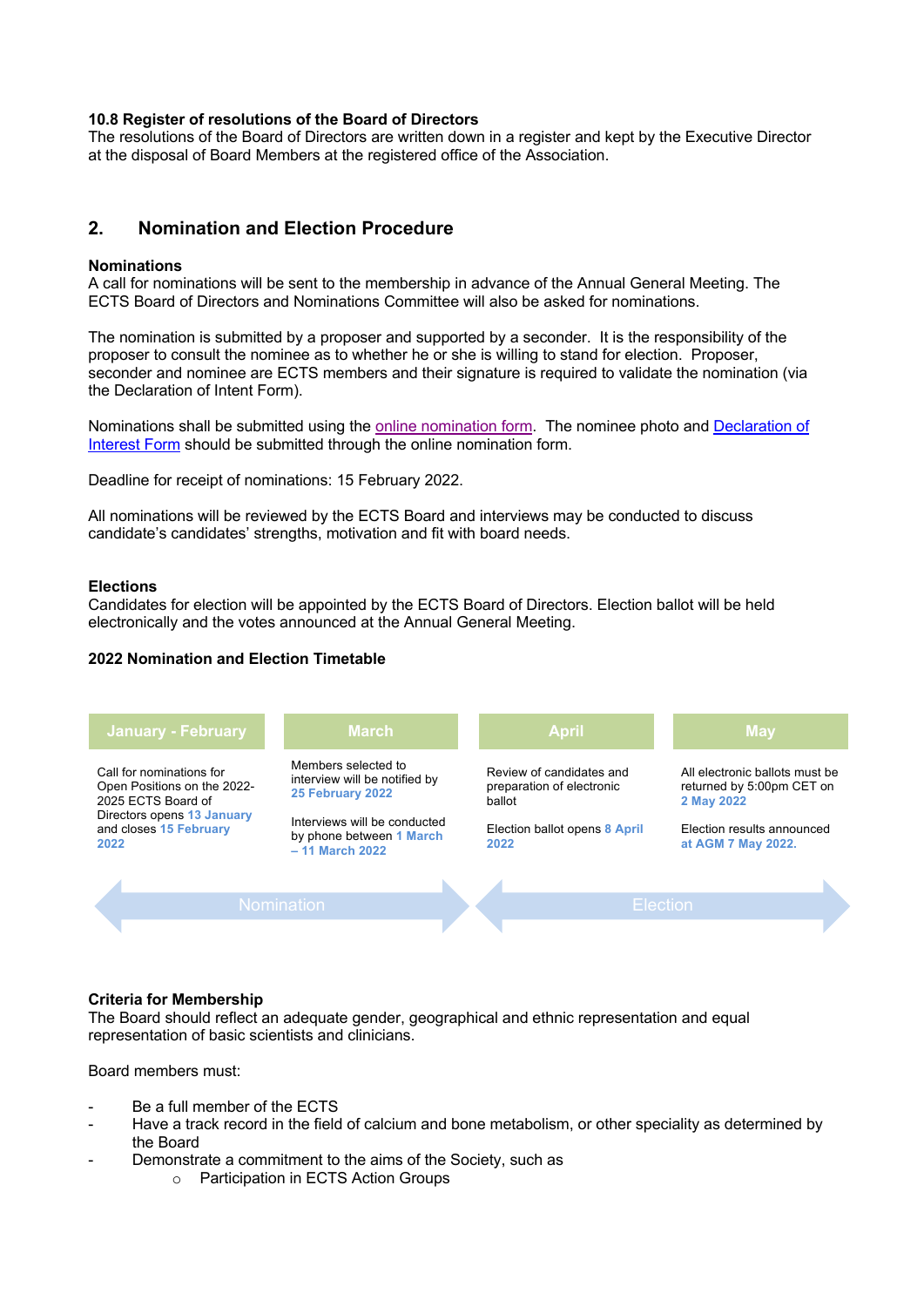**10.8 Register of resolutions of the Board of Directors**
The resolutions of the Board of Directors are written down in a register and kept by the Executive Director at the disposal of Board Members at the registered office of the Association.

## 2. Nomination and Election Procedure

**Nominations**
A call for nominations will be sent to the membership in advance of the Annual General Meeting. The ECTS Board of Directors and Nominations Committee will also be asked for nominations.

The nomination is submitted by a proposer and supported by a seconder. It is the responsibility of the proposer to consult the nominee as to whether he or she is willing to stand for election. Proposer, seconder and nominee are ECTS members and their signature is required to validate the nomination (via the Declaration of Intent Form).

Nominations shall be submitted using the online nomination form. The nominee photo and Declaration of Interest Form should be submitted through the online nomination form.

Deadline for receipt of nominations: 15 February 2022.

All nominations will be reviewed by the ECTS Board and interviews may be conducted to discuss candidate's candidates' strengths, motivation and fit with board needs.

**Elections**
Candidates for election will be appointed by the ECTS Board of Directors. Election ballot will be held electronically and the votes announced at the Annual General Meeting.

**2022 Nomination and Election Timetable**

| January - February | March | April | May |
|---|---|---|---|
| Call for nominations for Open Positions on the 2022-2025 ECTS Board of Directors opens 13 January and closes 15 February 2022 | Members selected to interview will be notified by 25 February 2022<br><br>Interviews will be conducted by phone between 1 March – 11 March 2022 | Review of candidates and preparation of electronic ballot<br><br>Election ballot opens 8 April 2022 | All electronic ballots must be returned by 5:00pm CET on 2 May 2022<br><br>Election results announced at AGM 7 May 2022. |
| Nomination | | Election | |

**Criteria for Membership**
The Board should reflect an adequate gender, geographical and ethnic representation and equal representation of basic scientists and clinicians.

Board members must:

- Be a full member of the ECTS
- Have a track record in the field of calcium and bone metabolism, or other speciality as determined by the Board
- Demonstrate a commitment to the aims of the Society, such as
  - Participation in ECTS Action Groups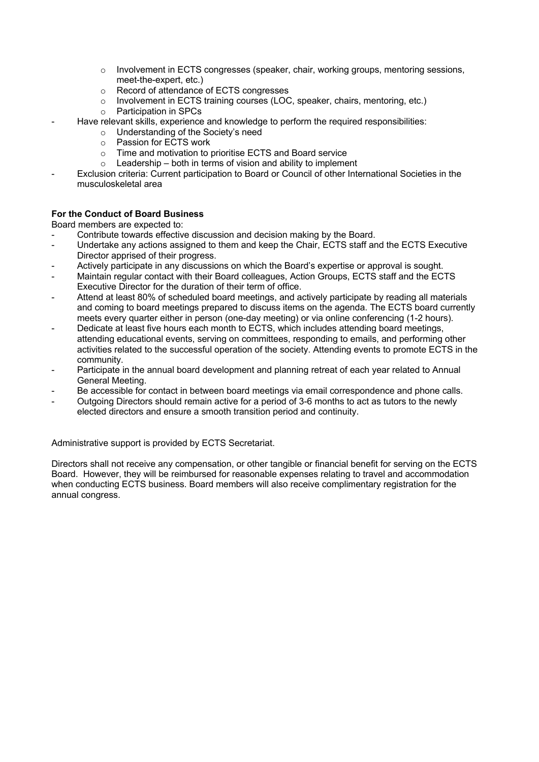- Involvement in ECTS congresses (speaker, chair, working groups, mentoring sessions, meet-the-expert, etc.)
    - Record of attendance of ECTS congresses
    - Involvement in ECTS training courses (LOC, speaker, chairs, mentoring, etc.)
    - Participation in SPCs
- Have relevant skills, experience and knowledge to perform the required responsibilities:
    - Understanding of the Society's need
    - Passion for ECTS work
    - Time and motivation to prioritise ECTS and Board service
    - Leadership – both in terms of vision and ability to implement
- Exclusion criteria: Current participation to Board or Council of other International Societies in the musculoskeletal area

**For the Conduct of Board Business**

Board members are expected to:

- Contribute towards effective discussion and decision making by the Board.
- Undertake any actions assigned to them and keep the Chair, ECTS staff and the ECTS Executive Director apprised of their progress.
- Actively participate in any discussions on which the Board's expertise or approval is sought.
- Maintain regular contact with their Board colleagues, Action Groups, ECTS staff and the ECTS Executive Director for the duration of their term of office.
- Attend at least 80% of scheduled board meetings, and actively participate by reading all materials and coming to board meetings prepared to discuss items on the agenda. The ECTS board currently meets every quarter either in person (one-day meeting) or via online conferencing (1-2 hours).
- Dedicate at least five hours each month to ECTS, which includes attending board meetings, attending educational events, serving on committees, responding to emails, and performing other activities related to the successful operation of the society. Attending events to promote ECTS in the community.
- Participate in the annual board development and planning retreat of each year related to Annual General Meeting.
- Be accessible for contact in between board meetings via email correspondence and phone calls.
- Outgoing Directors should remain active for a period of 3-6 months to act as tutors to the newly elected directors and ensure a smooth transition period and continuity.

Administrative support is provided by ECTS Secretariat.

Directors shall not receive any compensation, or other tangible or financial benefit for serving on the ECTS Board. However, they will be reimbursed for reasonable expenses relating to travel and accommodation when conducting ECTS business. Board members will also receive complimentary registration for the annual congress.